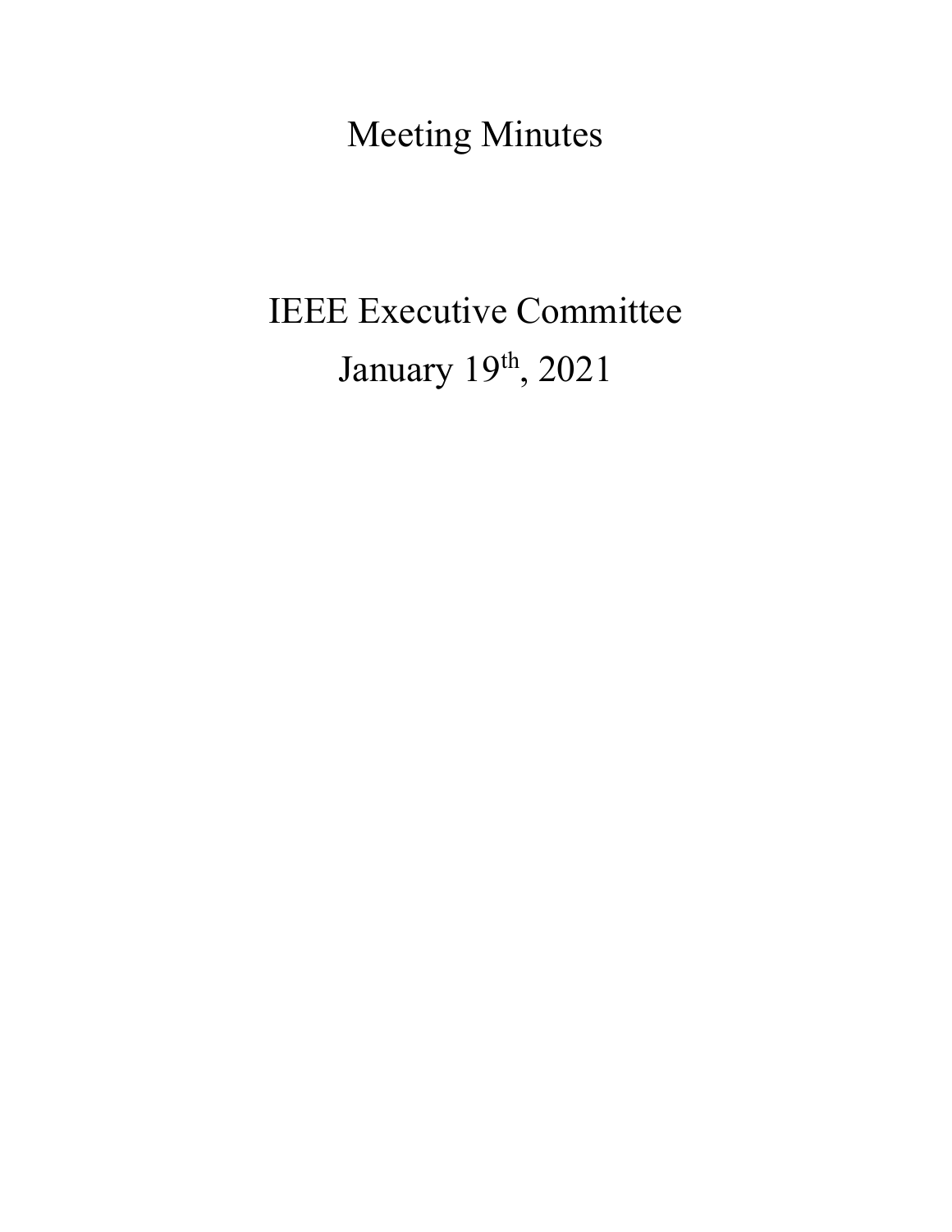# Meeting Minutes

## IEEE Executive Committee

## January 19th, 2021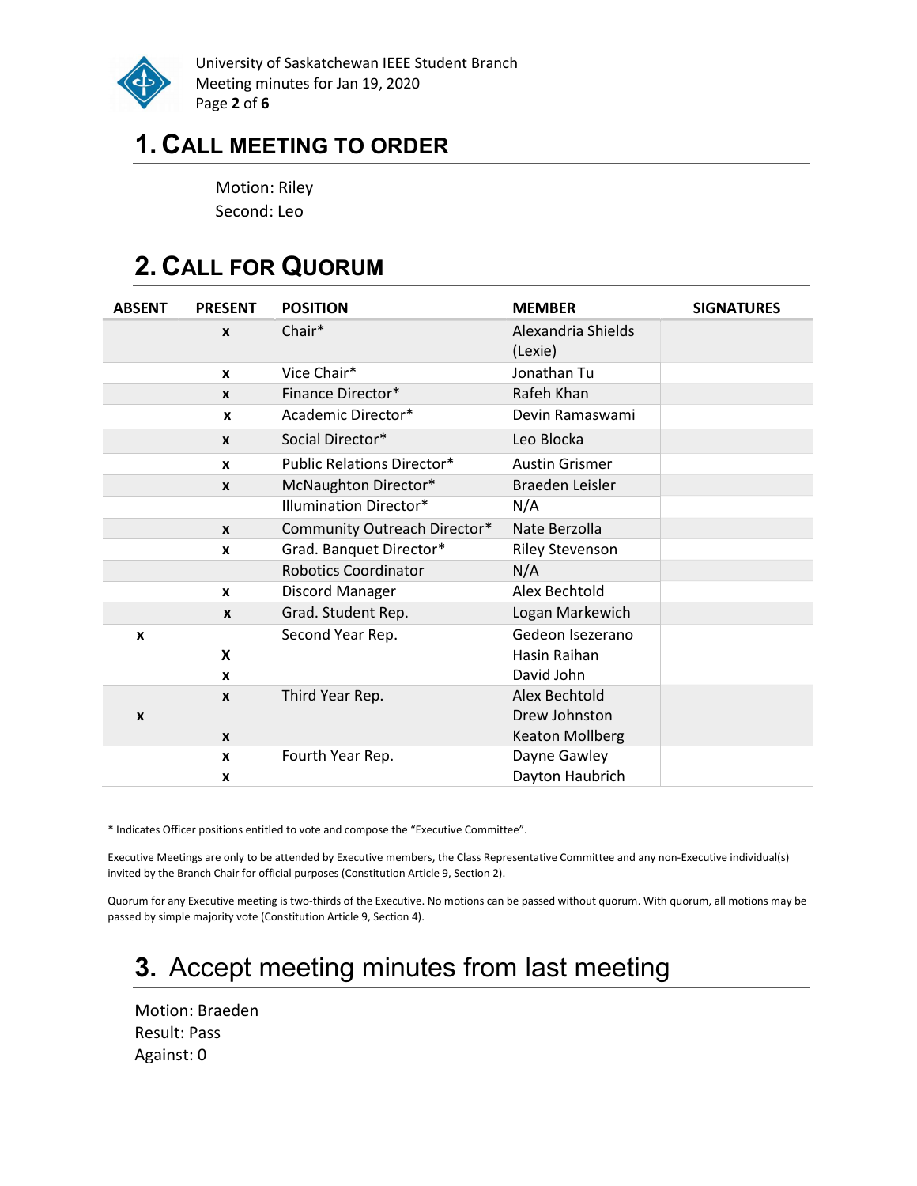# 1. CALL MEETING TO ORDER

Motion: Riley
Second: Leo

# 2. CALL FOR QUORUM

| ABSENT | PRESENT | POSITION | MEMBER | SIGNATURES |
|---|---|---|---|---|
| | x | Chair* | Alexandria Shields (Lexie) | |
| | x | Vice Chair* | Jonathan Tu | |
| | x | Finance Director* | Rafeh Khan | |
| | x | Academic Director* | Devin Ramaswami | |
| | x | Social Director* | Leo Blocka | |
| | x | Public Relations Director* | Austin Grismer | |
| | x | McNaughton Director* | Braeden Leisler | |
| | | Illumination Director* | N/A | |
| | x | Community Outreach Director* | Nate Berzolla | |
| | x | Grad. Banquet Director* | Riley Stevenson | |
| | | Robotics Coordinator | N/A | |
| | x | Discord Manager | Alex Bechtold | |
| | x | Grad. Student Rep. | Logan Markewich | |
| x | | Second Year Rep. | Gedeon Isezerano | |
| | X | | Hasin Raihan | |
| | x | | David John | |
| | x | Third Year Rep. | Alex Bechtold | |
| x | | | Drew Johnston | |
| | x | | Keaton Mollberg | |
| | x | Fourth Year Rep. | Dayne Gawley | |
| | x | | Dayton Haubrich | |

* Indicates Officer positions entitled to vote and compose the "Executive Committee".

Executive Meetings are only to be attended by Executive members, the Class Representative Committee and any non-Executive individual(s) invited by the Branch Chair for official purposes (Constitution Article 9, Section 2).

Quorum for any Executive meeting is two-thirds of the Executive. No motions can be passed without quorum. With quorum, all motions may be passed by simple majority vote (Constitution Article 9, Section 4).

# 3. Accept meeting minutes from last meeting

Motion: Braeden
Result: Pass
Against: 0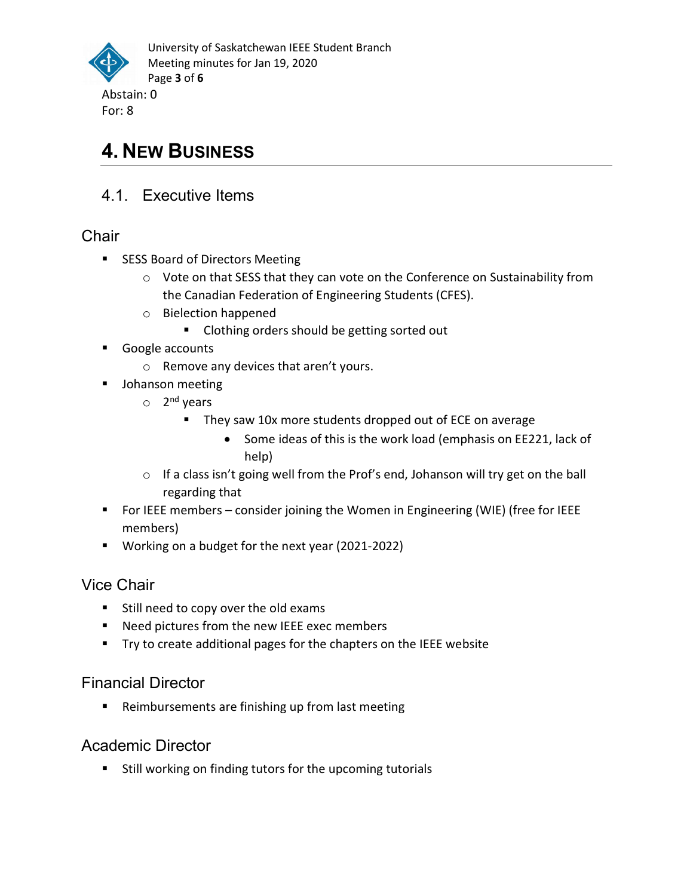Abstain: 0
For: 8

# 4. New Business

## 4.1. Executive Items

### Chair

- SESS Board of Directors Meeting
  - Vote on that SESS that they can vote on the Conference on Sustainability from the Canadian Federation of Engineering Students (CFES).
  - Bielection happened
    - Clothing orders should be getting sorted out
- Google accounts
  - Remove any devices that aren't yours.
- Johanson meeting
  - 2nd years
    - They saw 10x more students dropped out of ECE on average
      - Some ideas of this is the work load (emphasis on EE221, lack of help)
  - If a class isn't going well from the Prof's end, Johanson will try get on the ball regarding that
- For IEEE members – consider joining the Women in Engineering (WIE) (free for IEEE members)
- Working on a budget for the next year (2021-2022)

### Vice Chair

- Still need to copy over the old exams
- Need pictures from the new IEEE exec members
- Try to create additional pages for the chapters on the IEEE website

### Financial Director

- Reimbursements are finishing up from last meeting

### Academic Director

- Still working on finding tutors for the upcoming tutorials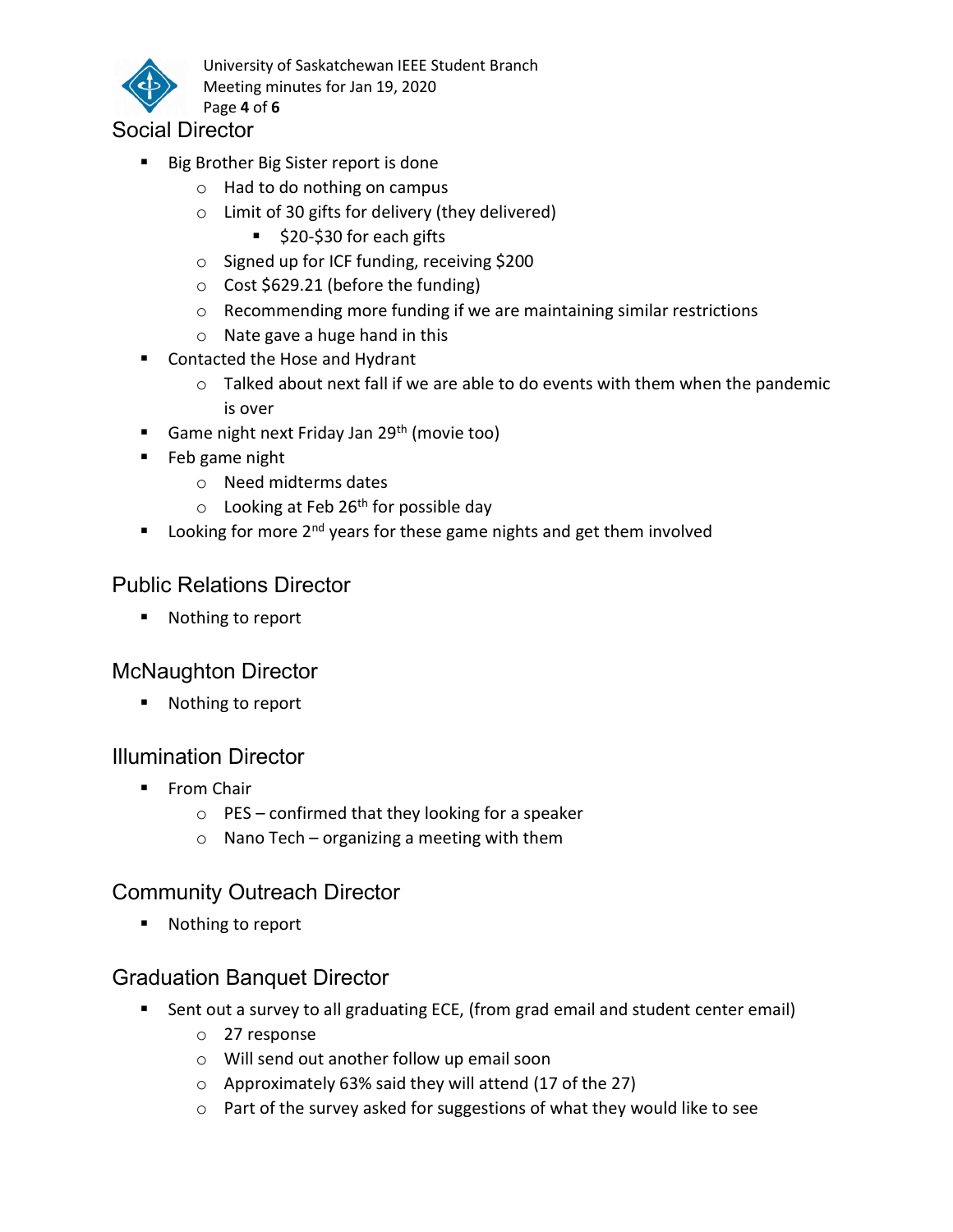## Social Director

- Big Brother Big Sister report is done
  - Had to do nothing on campus
  - Limit of 30 gifts for delivery (they delivered)
    - $20-$30 for each gifts
  - Signed up for ICF funding, receiving $200
  - Cost $629.21 (before the funding)
  - Recommending more funding if we are maintaining similar restrictions
  - Nate gave a huge hand in this
- Contacted the Hose and Hydrant
  - Talked about next fall if we are able to do events with them when the pandemic is over
- Game night next Friday Jan 29th (movie too)
- Feb game night
  - Need midterms dates
  - Looking at Feb 26th for possible day
- Looking for more 2nd years for these game nights and get them involved

## Public Relations Director

- Nothing to report

## McNaughton Director

- Nothing to report

## Illumination Director

- From Chair
  - PES – confirmed that they looking for a speaker
  - Nano Tech – organizing a meeting with them

## Community Outreach Director

- Nothing to report

## Graduation Banquet Director

- Sent out a survey to all graduating ECE, (from grad email and student center email)
  - 27 response
  - Will send out another follow up email soon
  - Approximately 63% said they will attend (17 of the 27)
  - Part of the survey asked for suggestions of what they would like to see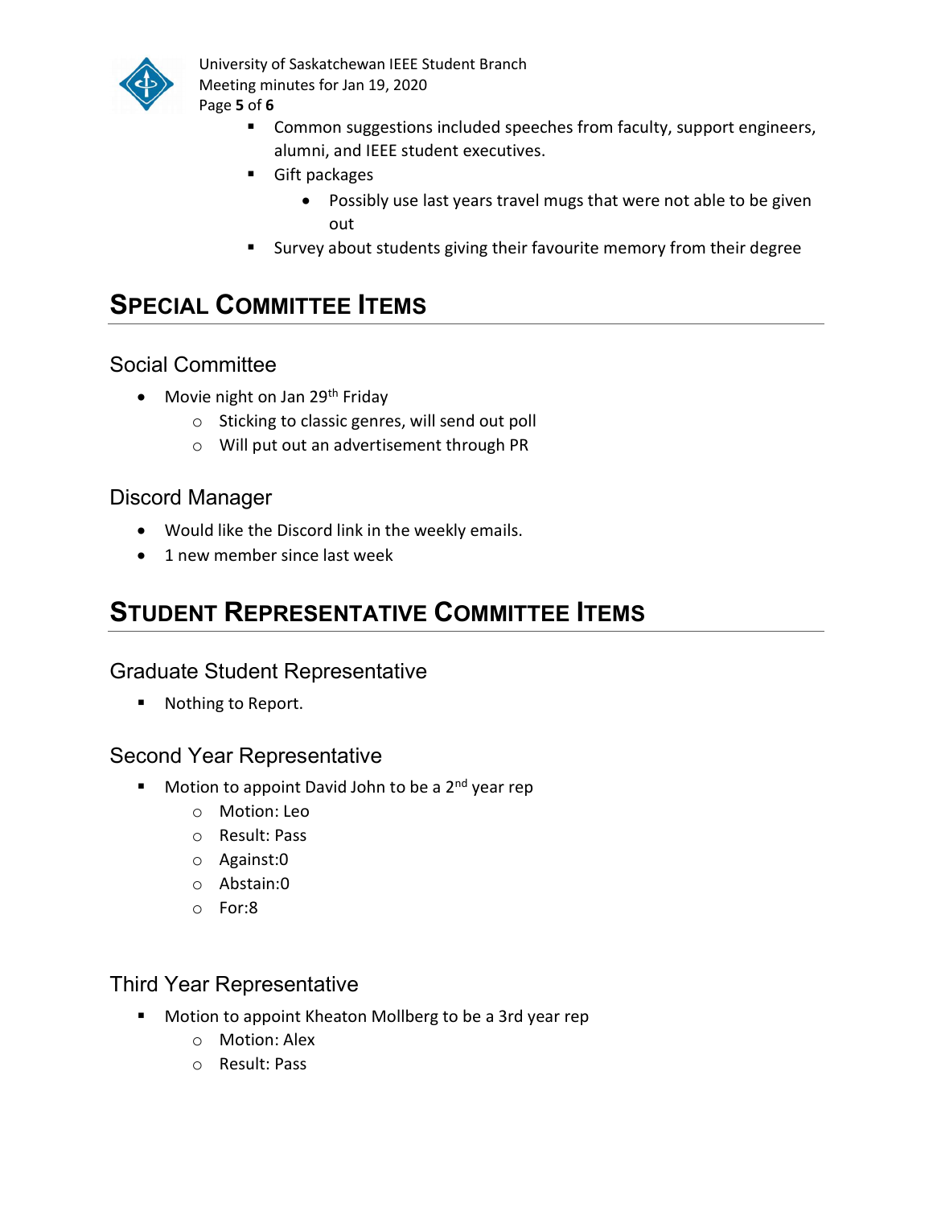- Common suggestions included speeches from faculty, support engineers, alumni, and IEEE student executives.
        - Gift packages
            - Possibly use last years travel mugs that were not able to be given out
        - Survey about students giving their favourite memory from their degree

# Special Committee Items

## Social Committee

- Movie night on Jan 29th Friday
    - Sticking to classic genres, will send out poll
    - Will put out an advertisement through PR

## Discord Manager

- Would like the Discord link in the weekly emails.
- 1 new member since last week

# Student Representative Committee Items

## Graduate Student Representative

- Nothing to Report.

## Second Year Representative

- Motion to appoint David John to be a 2nd year rep
    - Motion: Leo
    - Result: Pass
    - Against:0
    - Abstain:0
    - For:8

## Third Year Representative

- Motion to appoint Kheaton Mollberg to be a 3rd year rep
    - Motion: Alex
    - Result: Pass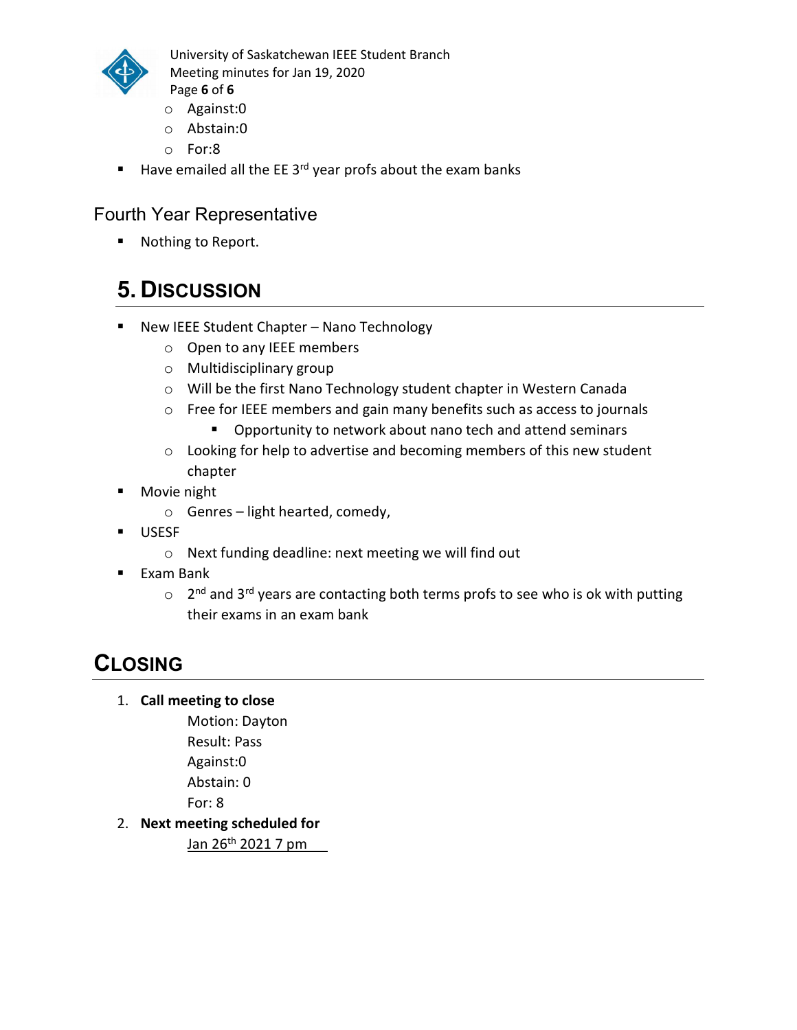- Against:0
- Abstain:0
- For:8

- Have emailed all the EE 3rd year profs about the exam banks

### Fourth Year Representative

- Nothing to Report.

## 5. DISCUSSION

- New IEEE Student Chapter – Nano Technology
  - Open to any IEEE members
  - Multidisciplinary group
  - Will be the first Nano Technology student chapter in Western Canada
  - Free for IEEE members and gain many benefits such as access to journals
    - Opportunity to network about nano tech and attend seminars
  - Looking for help to advertise and becoming members of this new student chapter
- Movie night
  - Genres – light hearted, comedy,
- USESF
  - Next funding deadline: next meeting we will find out
- Exam Bank
  - 2nd and 3rd years are contacting both terms profs to see who is ok with putting their exams in an exam bank

## CLOSING

1. **Call meeting to close**

   Motion: Dayton
   Result: Pass
   Against:0
   Abstain: 0
   For: 8

2. **Next meeting scheduled for**

   Jan 26th 2021 7 pm